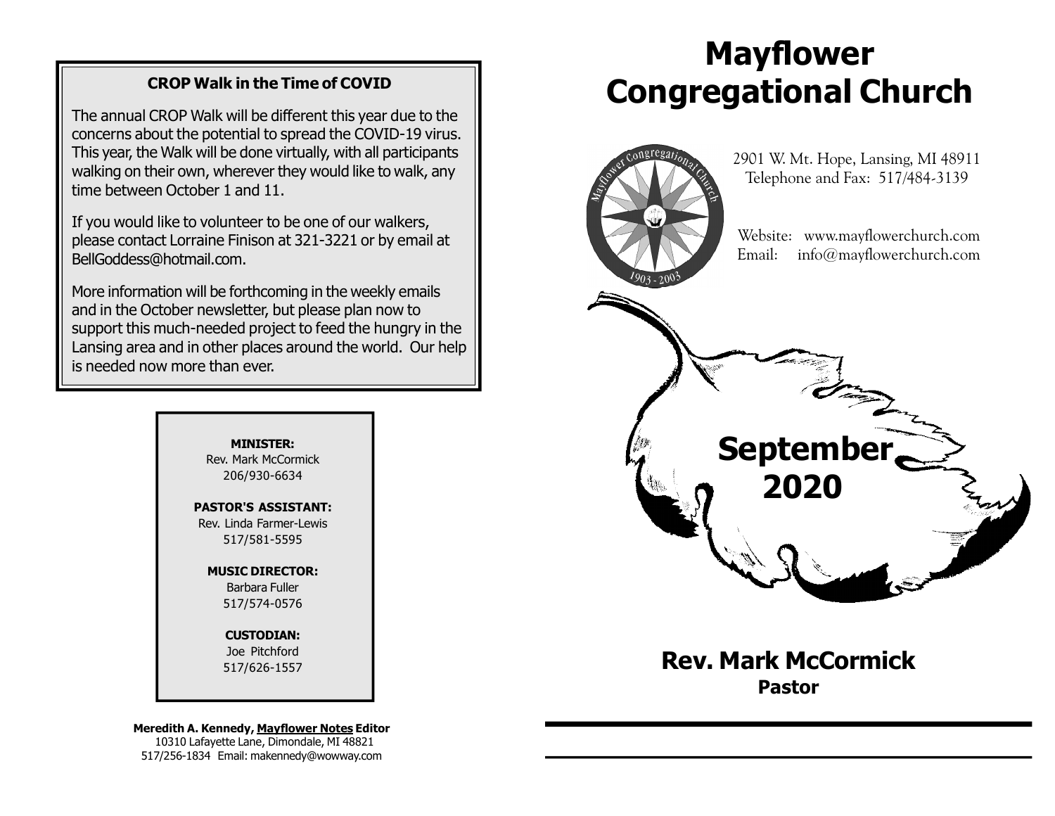### CROP Walk in the Time of COVID

The annual CROP Walk will be different this year due to the concerns about the potential to spread the COVID-19 virus. This year, the Walk will be done virtually, with all participants walking on their own, wherever they would like to walk, any time between October 1 and 11.

If you would like to volunteer to be one of our walkers, please contact Lorraine Finison at 321-3221 or by email at BellGoddess@hotmail.com.

More information will be forthcoming in the weekly emails and in the October newsletter, but please plan now to support this much-needed project to feed the hungry in the Lansing area and in other places around the world. Our help is needed now more than ever.

**MINISTER:**
Rev. Mark McCormick
206/930-6634

**PASTOR'S ASSISTANT:**
Rev. Linda Farmer-Lewis
517/581-5595

**MUSIC DIRECTOR:**
Barbara Fuller
517/574-0576

**CUSTODIAN:**
Joe Pitchford
517/626-1557

**Meredith A. Kennedy, Mayflower Notes Editor**
10310 Lafayette Lane, Dimondale, MI 48821
517/256-1834 Email: makennedy@wowway.com

# Mayflower Congregational Church

Mayflower Congregational Church 1903 - 2003

2901 W. Mt. Hope, Lansing, MI 48911
Telephone and Fax: 517/484-3139

Website: www.mayflowerchurch.com
Email: info@mayflowerchurch.com

## September 2020

## Rev. Mark McCormick
**Pastor**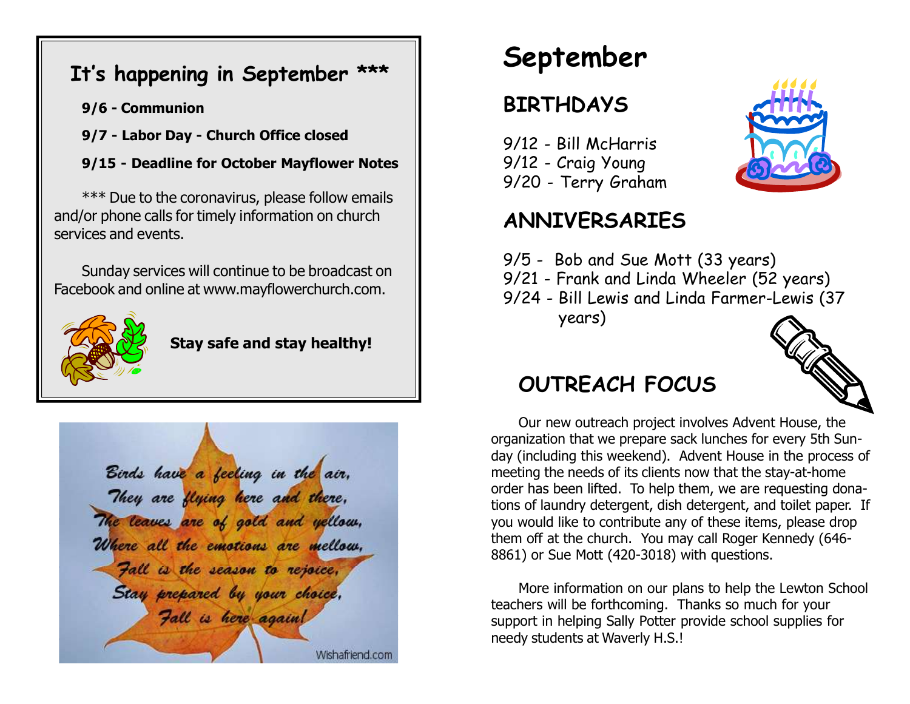## It's happening in September ***

**9/6 - Communion**

**9/7 - Labor Day - Church Office closed**

**9/15 - Deadline for October Mayflower Notes**

*** Due to the coronavirus, please follow emails and/or phone calls for timely information on church services and events.

Sunday services will continue to be broadcast on Facebook and online at www.mayflowerchurch.com.

**Stay safe and stay healthy!**

*Birds have a feeling in the air,*
*They are flying here and there,*
*The leaves are of gold and yellow,*
*Where all the emotions are mellow,*
*Fall is the season to rejoice,*
*Stay prepared by your choice,*
*Fall is here again!*

Wishafriend.com

# September

## BIRTHDAYS

9/12 - Bill McHarris
9/12 - Craig Young
9/20 - Terry Graham

## ANNIVERSARIES

9/5 - Bob and Sue Mott (33 years)
9/21 - Frank and Linda Wheeler (52 years)
9/24 - Bill Lewis and Linda Farmer-Lewis (37 years)

## OUTREACH FOCUS

Our new outreach project involves Advent House, the organization that we prepare sack lunches for every 5th Sunday (including this weekend). Advent House in the process of meeting the needs of its clients now that the stay-at-home order has been lifted. To help them, we are requesting donations of laundry detergent, dish detergent, and toilet paper. If you would like to contribute any of these items, please drop them off at the church. You may call Roger Kennedy (646-8861) or Sue Mott (420-3018) with questions.

More information on our plans to help the Lewton School teachers will be forthcoming. Thanks so much for your support in helping Sally Potter provide school supplies for needy students at Waverly H.S.!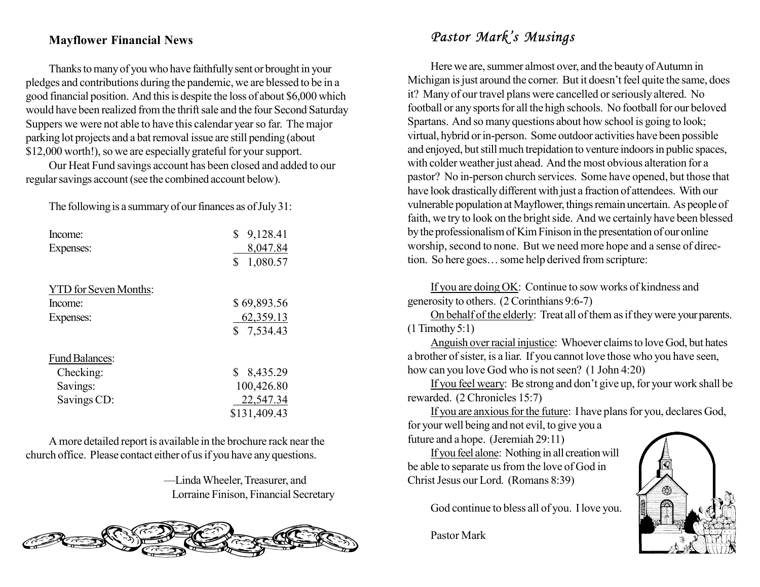## Mayflower Financial News

Thanks to many of you who have faithfully sent or brought in your pledges and contributions during the pandemic, we are blessed to be in a good financial position. And this is despite the loss of about $6,000 which would have been realized from the thrift sale and the four Second Saturday Suppers we were not able to have this calendar year so far. The major parking lot projects and a bat removal issue are still pending (about $12,000 worth!), so we are especially grateful for your support.

Our Heat Fund savings account has been closed and added to our regular savings account (see the combined account below).

The following is a summary of our finances as of July 31:

| | |
|---|---|
| Income: | $ 9,128.41 |
| Expenses: | 8,047.84 |
| | $ 1,080.57 |
| | |
| YTD for Seven Months: | |
| Income: | $ 69,893.56 |
| Expenses: | 62,359.13 |
| | $ 7,534.43 |
| | |
| Fund Balances: | |
| Checking: | $ 8,435.29 |
| Savings: | 100,426.80 |
| Savings CD: | 22,547.34 |
| | $131,409.43 |

A more detailed report is available in the brochure rack near the church office. Please contact either of us if you have any questions.

—Linda Wheeler, Treasurer, and
Lorraine Finison, Financial Secretary

## *Pastor Mark's Musings*

Here we are, summer almost over, and the beauty of Autumn in Michigan is just around the corner. But it doesn't feel quite the same, does it? Many of our travel plans were cancelled or seriously altered. No football or any sports for all the high schools. No football for our beloved Spartans. And so many questions about how school is going to look; virtual, hybrid or in-person. Some outdoor activities have been possible and enjoyed, but still much trepidation to venture indoors in public spaces, with colder weather just ahead. And the most obvious alteration for a pastor? No in-person church services. Some have opened, but those that have look drastically different with just a fraction of attendees. With our vulnerable population at Mayflower, things remain uncertain. As people of faith, we try to look on the bright side. And we certainly have been blessed by the professionalism of Kim Finison in the presentation of our online worship, second to none. But we need more hope and a sense of direction. So here goes… some help derived from scripture:

If you are doing OK: Continue to sow works of kindness and generosity to others. (2 Corinthians 9:6-7)

On behalf of the elderly: Treat all of them as if they were your parents. (1 Timothy 5:1)

Anguish over racial injustice: Whoever claims to love God, but hates a brother of sister, is a liar. If you cannot love those who you have seen, how can you love God who is not seen? (1 John 4:20)

If you feel weary: Be strong and don't give up, for your work shall be rewarded. (2 Chronicles 15:7)

If you are anxious for the future: I have plans for you, declares God, for your well being and not evil, to give you a future and a hope. (Jeremiah 29:11)

If you feel alone: Nothing in all creation will be able to separate us from the love of God in Christ Jesus our Lord. (Romans 8:39)

God continue to bless all of you. I love you.

Pastor Mark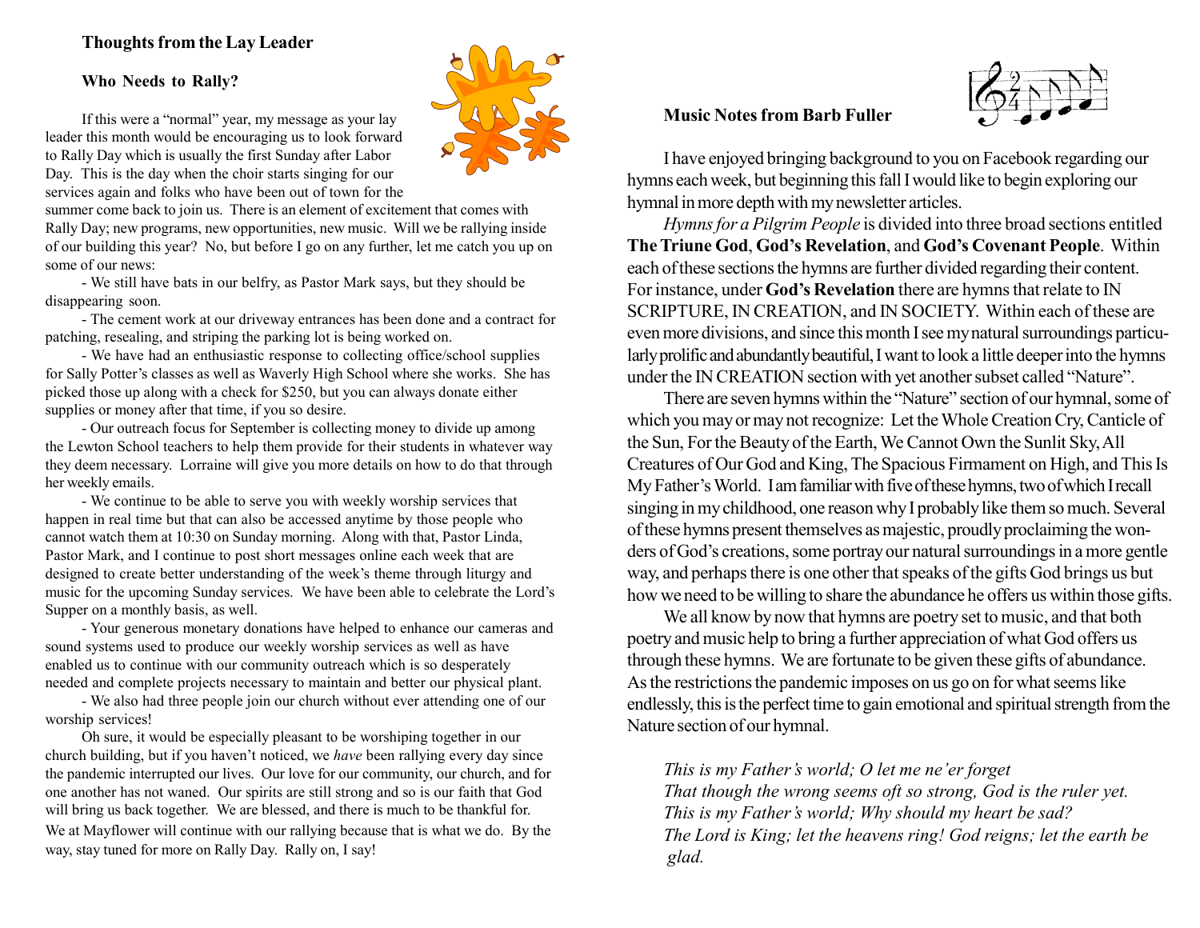### Thoughts from the Lay Leader

**Who Needs to Rally?**

If this were a "normal" year, my message as your lay leader this month would be encouraging us to look forward to Rally Day which is usually the first Sunday after Labor Day. This is the day when the choir starts singing for our services again and folks who have been out of town for the summer come back to join us. There is an element of excitement that comes with Rally Day; new programs, new opportunities, new music. Will we be rallying inside of our building this year? No, but before I go on any further, let me catch you up on some of our news:

- We still have bats in our belfry, as Pastor Mark says, but they should be disappearing soon.

- The cement work at our driveway entrances has been done and a contract for patching, resealing, and striping the parking lot is being worked on.

- We have had an enthusiastic response to collecting office/school supplies for Sally Potter's classes as well as Waverly High School where she works. She has picked those up along with a check for $250, but you can always donate either supplies or money after that time, if you so desire.

- Our outreach focus for September is collecting money to divide up among the Lewton School teachers to help them provide for their students in whatever way they deem necessary. Lorraine will give you more details on how to do that through her weekly emails.

- We continue to be able to serve you with weekly worship services that happen in real time but that can also be accessed anytime by those people who cannot watch them at 10:30 on Sunday morning. Along with that, Pastor Linda, Pastor Mark, and I continue to post short messages online each week that are designed to create better understanding of the week's theme through liturgy and music for the upcoming Sunday services. We have been able to celebrate the Lord's Supper on a monthly basis, as well.

- Your generous monetary donations have helped to enhance our cameras and sound systems used to produce our weekly worship services as well as have enabled us to continue with our community outreach which is so desperately needed and complete projects necessary to maintain and better our physical plant.

- We also had three people join our church without ever attending one of our worship services!

Oh sure, it would be especially pleasant to be worshiping together in our church building, but if you haven't noticed, we *have* been rallying every day since the pandemic interrupted our lives. Our love for our community, our church, and for one another has not waned. Our spirits are still strong and so is our faith that God will bring us back together. We are blessed, and there is much to be thankful for. We at Mayflower will continue with our rallying because that is what we do. By the way, stay tuned for more on Rally Day. Rally on, I say!

### Music Notes from Barb Fuller

I have enjoyed bringing background to you on Facebook regarding our hymns each week, but beginning this fall I would like to begin exploring our hymnal in more depth with my newsletter articles.

*Hymns for a Pilgrim People* is divided into three broad sections entitled **The Triune God**, **God's Revelation**, and **God's Covenant People**. Within each of these sections the hymns are further divided regarding their content. For instance, under **God's Revelation** there are hymns that relate to IN SCRIPTURE, IN CREATION, and IN SOCIETY. Within each of these are even more divisions, and since this month I see my natural surroundings particularly prolific and abundantly beautiful, I want to look a little deeper into the hymns under the IN CREATION section with yet another subset called "Nature".

There are seven hymns within the "Nature" section of our hymnal, some of which you may or may not recognize: Let the Whole Creation Cry, Canticle of the Sun, For the Beauty of the Earth, We Cannot Own the Sunlit Sky, All Creatures of Our God and King, The Spacious Firmament on High, and This Is My Father's World. I am familiar with five of these hymns, two of which I recall singing in my childhood, one reason why I probably like them so much. Several of these hymns present themselves as majestic, proudly proclaiming the wonders of God's creations, some portray our natural surroundings in a more gentle way, and perhaps there is one other that speaks of the gifts God brings us but how we need to be willing to share the abundance he offers us within those gifts.

We all know by now that hymns are poetry set to music, and that both poetry and music help to bring a further appreciation of what God offers us through these hymns. We are fortunate to be given these gifts of abundance. As the restrictions the pandemic imposes on us go on for what seems like endlessly, this is the perfect time to gain emotional and spiritual strength from the Nature section of our hymnal.

*This is my Father's world; O let me ne'er forget*
*That though the wrong seems oft so strong, God is the ruler yet.*
*This is my Father's world; Why should my heart be sad?*
*The Lord is King; let the heavens ring! God reigns; let the earth be glad.*